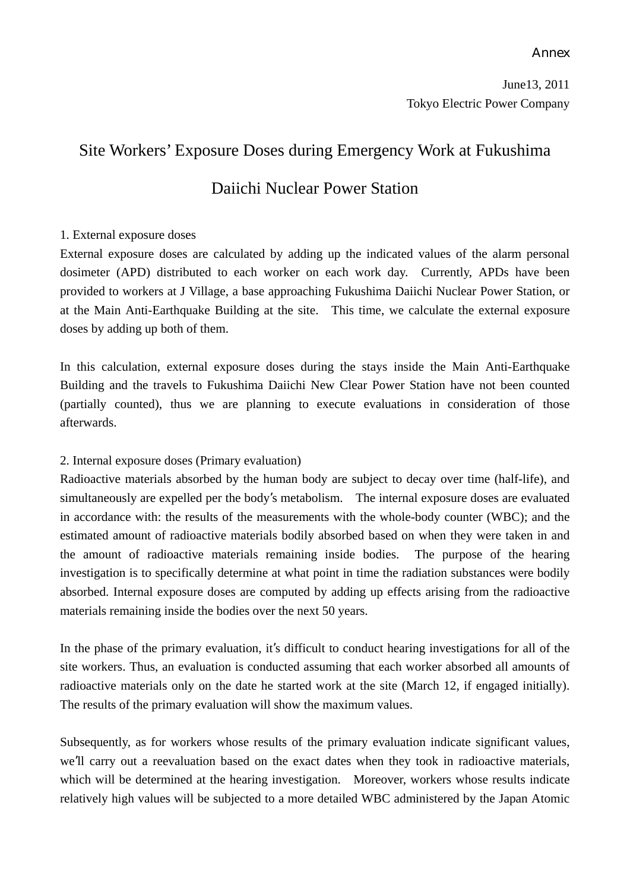Annex

June13, 2011

Tokyo Electric Power Company

# Site Workers' Exposure Doses during Emergency Work at Fukushima Daiichi Nuclear Power Station

## 1. External exposure doses

External exposure doses are calculated by adding up the indicated values of the alarm personal dosimeter (APD) distributed to each worker on each work day. Currently, APDs have been provided to workers at J Village, a base approaching Fukushima Daiichi Nuclear Power Station, or at the Main Anti-Earthquake Building at the site. This time, we calculate the external exposure doses by adding up both of them.

In this calculation, external exposure doses during the stays inside the Main Anti-Earthquake Building and the travels to Fukushima Daiichi New Clear Power Station have not been counted (partially counted), thus we are planning to execute evaluations in consideration of those afterwards.

## 2. Internal exposure doses (Primary evaluation)

Radioactive materials absorbed by the human body are subject to decay over time (half-life), and simultaneously are expelled per the body's metabolism. The internal exposure doses are evaluated in accordance with: the results of the measurements with the whole-body counter (WBC); and the estimated amount of radioactive materials bodily absorbed based on when they were taken in and the amount of radioactive materials remaining inside bodies. The purpose of the hearing investigation is to specifically determine at what point in time the radiation substances were bodily absorbed. Internal exposure doses are computed by adding up effects arising from the radioactive materials remaining inside the bodies over the next 50 years.

In the phase of the primary evaluation, it's difficult to conduct hearing investigations for all of the site workers. Thus, an evaluation is conducted assuming that each worker absorbed all amounts of radioactive materials only on the date he started work at the site (March 12, if engaged initially). The results of the primary evaluation will show the maximum values.

Subsequently, as for workers whose results of the primary evaluation indicate significant values, we'll carry out a reevaluation based on the exact dates when they took in radioactive materials, which will be determined at the hearing investigation. Moreover, workers whose results indicate relatively high values will be subjected to a more detailed WBC administered by the Japan Atomic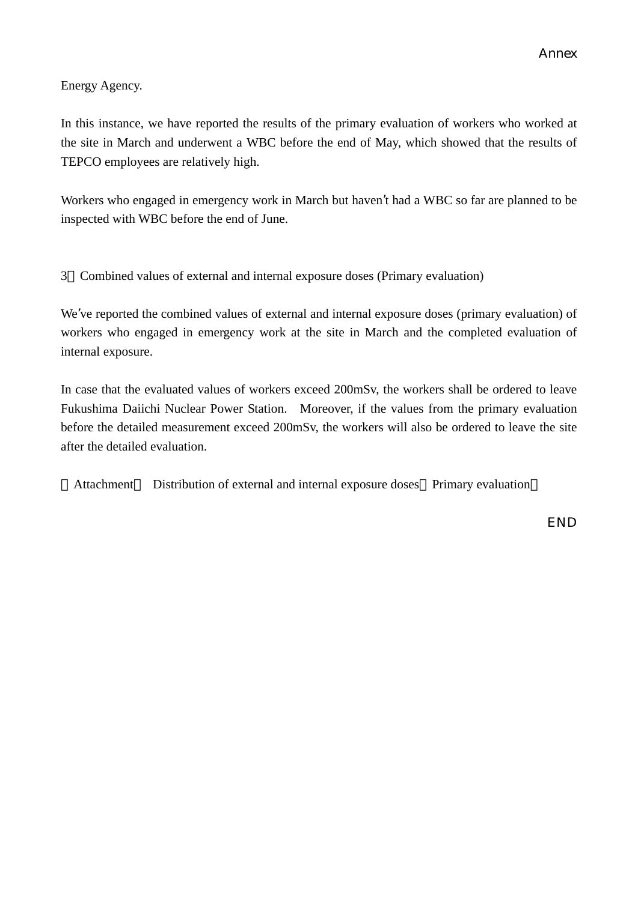Annex

Energy Agency.

In this instance, we have reported the results of the primary evaluation of workers who worked at the site in March and underwent a WBC before the end of May, which showed that the results of TEPCO employees are relatively high.

Workers who engaged in emergency work in March but haven't had a WBC so far are planned to be inspected with WBC before the end of June.

3．Combined values of external and internal exposure doses (Primary evaluation)

We've reported the combined values of external and internal exposure doses (primary evaluation) of workers who engaged in emergency work at the site in March and the completed evaluation of internal exposure.

In case that the evaluated values of workers exceed 200mSv, the workers shall be ordered to leave Fukushima Daiichi Nuclear Power Station. Moreover, if the values from the primary evaluation before the detailed measurement exceed 200mSv, the workers will also be ordered to leave the site after the detailed evaluation.

（Attachment） Distribution of external and internal exposure doses（Primary evaluation）

END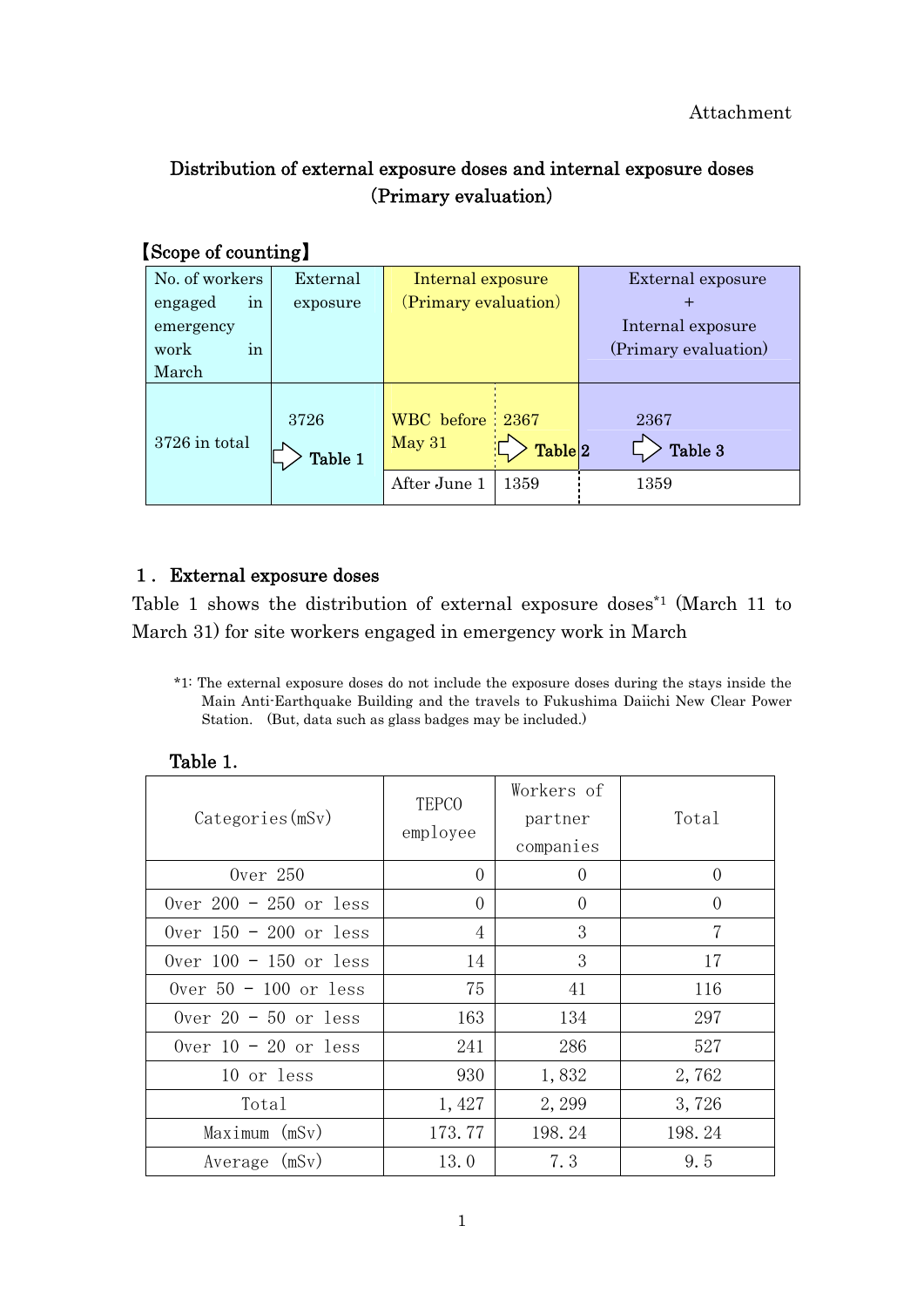Attachment

# Distribution of external exposure doses and internal exposure doses (Primary evaluation)

【Scope of counting】

| No. of workers engaged in emergency work in March | External exposure | Internal exposure (Primary evaluation) | | External exposure + Internal exposure (Primary evaluation) |
|---|---|---|---|---|
| 3726 in total | 3726 ⇨ Table 1 | WBC before May 31 | 2367 ⇨ Table 2 | 2367 ⇨ Table 3 |
| | | After June 1 | 1359 | 1359 |

## 1． External exposure doses

Table 1 shows the distribution of external exposure doses*1 (March 11 to March 31) for site workers engaged in emergency work in March

*1: The external exposure doses do not include the exposure doses during the stays inside the Main Anti-Earthquake Building and the travels to Fukushima Daiichi New Clear Power Station. (But, data such as glass badges may be included.)

**Table 1.**

| Categories(mSv) | TEPCO employee | Workers of partner companies | Total |
|---|---|---|---|
| Over 250 | 0 | 0 | 0 |
| Over 200 - 250 or less | 0 | 0 | 0 |
| Over 150 - 200 or less | 4 | 3 | 7 |
| Over 100 - 150 or less | 14 | 3 | 17 |
| Over 50 - 100 or less | 75 | 41 | 116 |
| Over 20 - 50 or less | 163 | 134 | 297 |
| Over 10 - 20 or less | 241 | 286 | 527 |
| 10 or less | 930 | 1,832 | 2,762 |
| Total | 1,427 | 2,299 | 3,726 |
| Maximum (mSv) | 173.77 | 198.24 | 198.24 |
| Average (mSv) | 13.0 | 7.3 | 9.5 |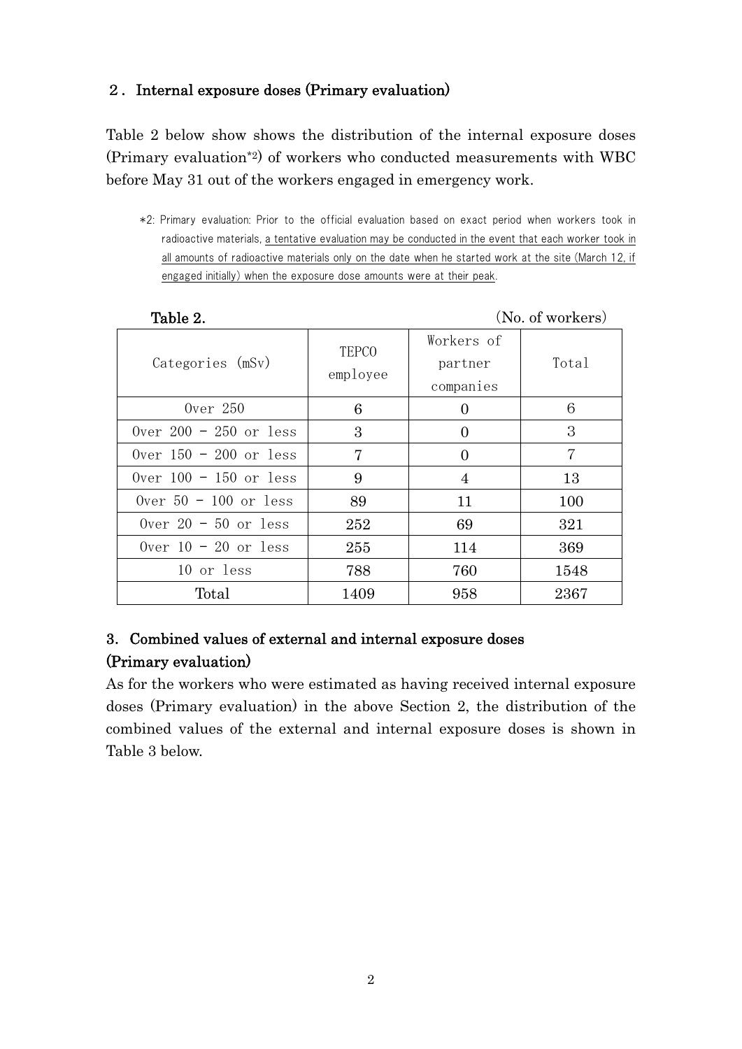## 2. Internal exposure doses (Primary evaluation)

Table 2 below show shows the distribution of the internal exposure doses (Primary evaluation*2) of workers who conducted measurements with WBC before May 31 out of the workers engaged in emergency work.

*2: Primary evaluation: Prior to the official evaluation based on exact period when workers took in radioactive materials, a tentative evaluation may be conducted in the event that each worker took in all amounts of radioactive materials only on the date when he started work at the site (March 12, if engaged initially) when the exposure dose amounts were at their peak.

**Table 2.** (No. of workers)

| Categories (mSv) | TEPCO employee | Workers of partner companies | Total |
|---|---|---|---|
| Over 250 | 6 | 0 | 6 |
| Over 200 – 250 or less | 3 | 0 | 3 |
| Over 150 – 200 or less | 7 | 0 | 7 |
| Over 100 – 150 or less | 9 | 4 | 13 |
| Over 50 – 100 or less | 89 | 11 | 100 |
| Over 20 – 50 or less | 252 | 69 | 321 |
| Over 10 – 20 or less | 255 | 114 | 369 |
| 10 or less | 788 | 760 | 1548 |
| Total | 1409 | 958 | 2367 |

## 3. Combined values of external and internal exposure doses (Primary evaluation)

As for the workers who were estimated as having received internal exposure doses (Primary evaluation) in the above Section 2, the distribution of the combined values of the external and internal exposure doses is shown in Table 3 below.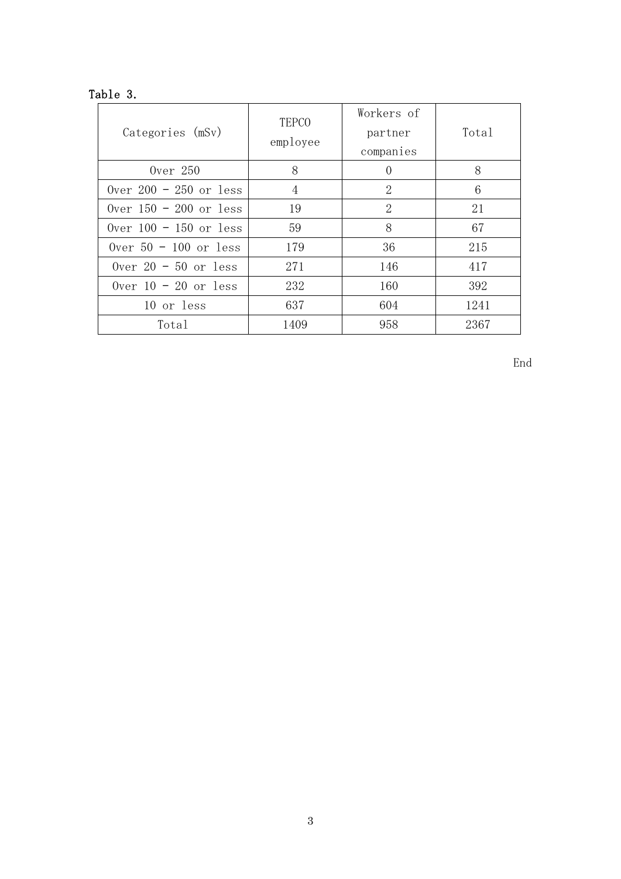Table 3.

| Categories (mSv) | TEPCO employee | Workers of partner companies | Total |
|---|---|---|---|
| Over 250 | 8 | 0 | 8 |
| Over 200 - 250 or less | 4 | 2 | 6 |
| Over 150 - 200 or less | 19 | 2 | 21 |
| Over 100 - 150 or less | 59 | 8 | 67 |
| Over 50 - 100 or less | 179 | 36 | 215 |
| Over 20 - 50 or less | 271 | 146 | 417 |
| Over 10 - 20 or less | 232 | 160 | 392 |
| 10 or less | 637 | 604 | 1241 |
| Total | 1409 | 958 | 2367 |

End